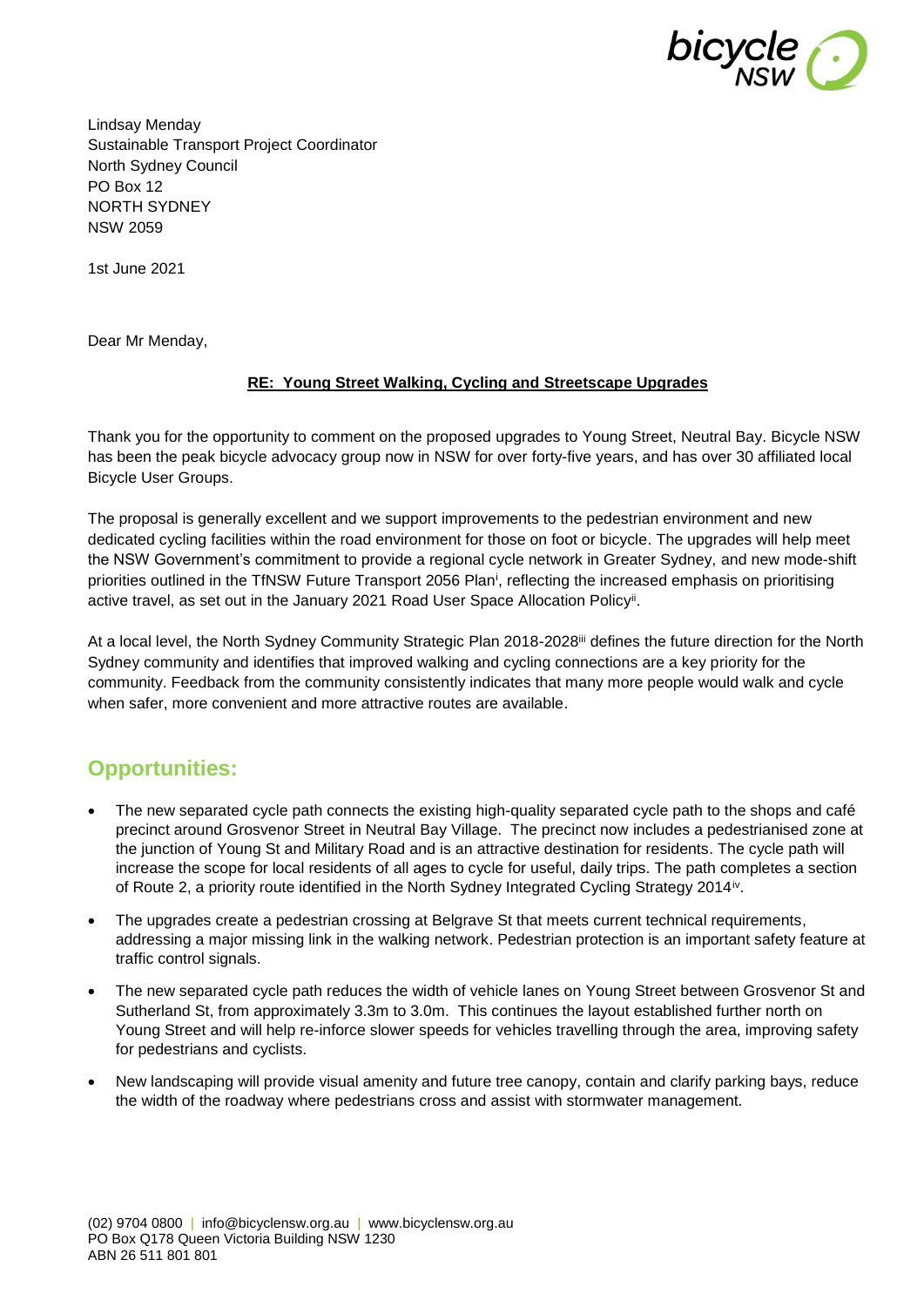Lindsay Menday
Sustainable Transport Project Coordinator
North Sydney Council
PO Box 12
NORTH SYDNEY
NSW 2059

1st June 2021

Dear Mr Menday,

**RE: Young Street Walking, Cycling and Streetscape Upgrades**

Thank you for the opportunity to comment on the proposed upgrades to Young Street, Neutral Bay. Bicycle NSW has been the peak bicycle advocacy group now in NSW for over forty-five years, and has over 30 affiliated local Bicycle User Groups.

The proposal is generally excellent and we support improvements to the pedestrian environment and new dedicated cycling facilities within the road environment for those on foot or bicycle. The upgrades will help meet the NSW Government's commitment to provide a regional cycle network in Greater Sydney, and new mode-shift priorities outlined in the TfNSW Future Transport 2056 Plan[i], reflecting the increased emphasis on prioritising active travel, as set out in the January 2021 Road User Space Allocation Policy[ii].

At a local level, the North Sydney Community Strategic Plan 2018-2028[iii] defines the future direction for the North Sydney community and identifies that improved walking and cycling connections are a key priority for the community. Feedback from the community consistently indicates that many more people would walk and cycle when safer, more convenient and more attractive routes are available.

## Opportunities:

- The new separated cycle path connects the existing high-quality separated cycle path to the shops and café precinct around Grosvenor Street in Neutral Bay Village. The precinct now includes a pedestrianised zone at the junction of Young St and Military Road and is an attractive destination for residents. The cycle path will increase the scope for local residents of all ages to cycle for useful, daily trips. The path completes a section of Route 2, a priority route identified in the North Sydney Integrated Cycling Strategy 2014[iv].
- The upgrades create a pedestrian crossing at Belgrave St that meets current technical requirements, addressing a major missing link in the walking network. Pedestrian protection is an important safety feature at traffic control signals.
- The new separated cycle path reduces the width of vehicle lanes on Young Street between Grosvenor St and Sutherland St, from approximately 3.3m to 3.0m. This continues the layout established further north on Young Street and will help re-inforce slower speeds for vehicles travelling through the area, improving safety for pedestrians and cyclists.
- New landscaping will provide visual amenity and future tree canopy, contain and clarify parking bays, reduce the width of the roadway where pedestrians cross and assist with stormwater management.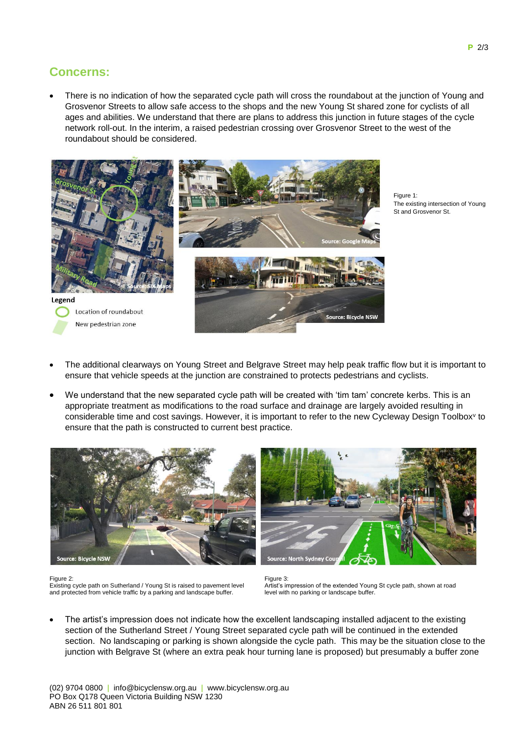## Concerns:

- There is no indication of how the separated cycle path will cross the roundabout at the junction of Young and Grosvenor Streets to allow safe access to the shops and the new Young St shared zone for cyclists of all ages and abilities. We understand that there are plans to address this junction in future stages of the cycle network roll-out. In the interim, a raised pedestrian crossing over Grosvenor Street to the west of the roundabout should be considered.

Figure 1:
The existing intersection of Young St and Grosvenor St.

- The additional clearways on Young Street and Belgrave Street may help peak traffic flow but it is important to ensure that vehicle speeds at the junction are constrained to protects pedestrians and cyclists.

- We understand that the new separated cycle path will be created with 'tim tam' concrete kerbs. This is an appropriate treatment as modifications to the road surface and drainage are largely avoided resulting in considerable time and cost savings. However, it is important to refer to the new Cycleway Design Toolbox[v] to ensure that the path is constructed to current best practice.

Figure 2:
Existing cycle path on Sutherland / Young St is raised to pavement level and protected from vehicle traffic by a parking and landscape buffer.

Figure 3:
Artist's impression of the extended Young St cycle path, shown at road level with no parking or landscape buffer.

- The artist's impression does not indicate how the excellent landscaping installed adjacent to the existing section of the Sutherland Street / Young Street separated cycle path will be continued in the extended section. No landscaping or parking is shown alongside the cycle path. This may be the situation close to the junction with Belgrave St (where an extra peak hour turning lane is proposed) but presumably a buffer zone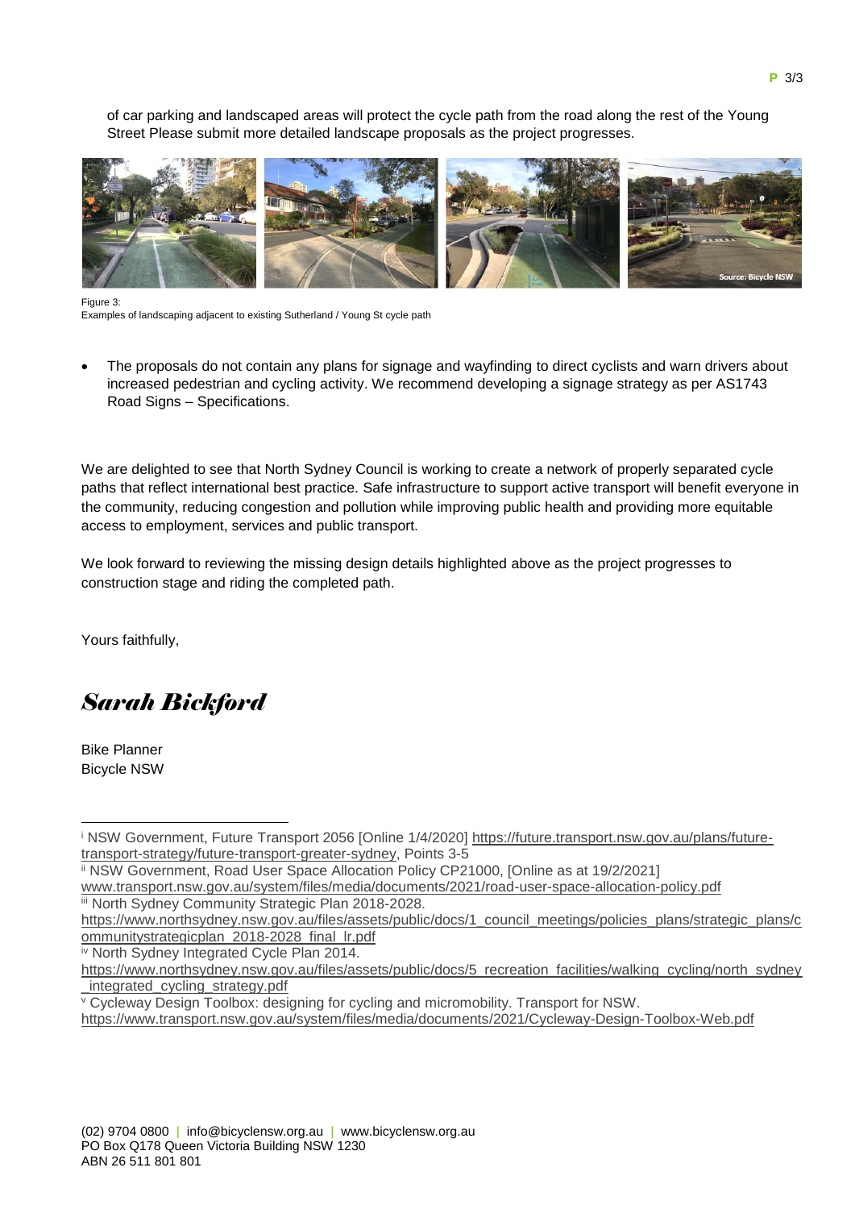of car parking and landscaped areas will protect the cycle path from the road along the rest of the Young Street Please submit more detailed landscape proposals as the project progresses.

Source: Bicycle NSW

Figure 3:
Examples of landscaping adjacent to existing Sutherland / Young St cycle path

- The proposals do not contain any plans for signage and wayfinding to direct cyclists and warn drivers about increased pedestrian and cycling activity. We recommend developing a signage strategy as per AS1743 Road Signs – Specifications.

We are delighted to see that North Sydney Council is working to create a network of properly separated cycle paths that reflect international best practice. Safe infrastructure to support active transport will benefit everyone in the community, reducing congestion and pollution while improving public health and providing more equitable access to employment, services and public transport.

We look forward to reviewing the missing design details highlighted above as the project progresses to construction stage and riding the completed path.

Yours faithfully,

*Sarah Bickford*

Bike Planner
Bicycle NSW

[i] NSW Government, Future Transport 2056 [Online 1/4/2020] https://future.transport.nsw.gov.au/plans/future-transport-strategy/future-transport-greater-sydney, Points 3-5

[ii] NSW Government, Road User Space Allocation Policy CP21000, [Online as at 19/2/2021] www.transport.nsw.gov.au/system/files/media/documents/2021/road-user-space-allocation-policy.pdf

[iii] North Sydney Community Strategic Plan 2018-2028. https://www.northsydney.nsw.gov.au/files/assets/public/docs/1_council_meetings/policies_plans/strategic_plans/communitystrategicplan_2018-2028_final_lr.pdf

[iv] North Sydney Integrated Cycle Plan 2014. https://www.northsydney.nsw.gov.au/files/assets/public/docs/5_recreation_facilities/walking_cycling/north_sydney_integrated_cycling_strategy.pdf

[v] Cycleway Design Toolbox: designing for cycling and micromobility. Transport for NSW. https://www.transport.nsw.gov.au/system/files/media/documents/2021/Cycleway-Design-Toolbox-Web.pdf

(02) 9704 0800 | info@bicyclensw.org.au | www.bicyclensw.org.au
PO Box Q178 Queen Victoria Building NSW 1230
ABN 26 511 801 801